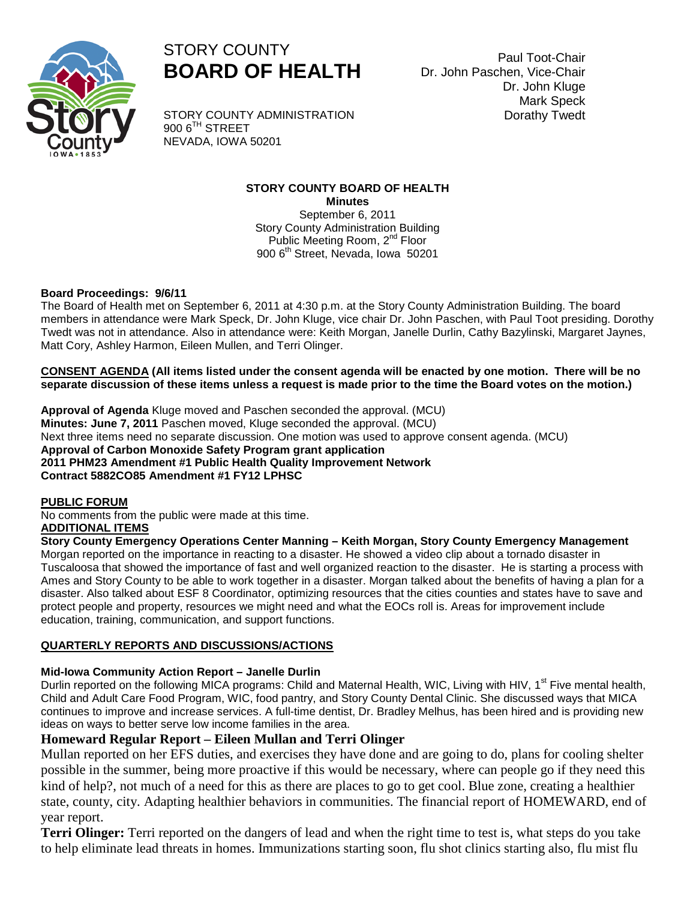# STORY COUNTY
# BOARD OF HEALTH

STORY COUNTY ADMINISTRATION
900 6TH STREET
NEVADA, IOWA 50201

Paul Toot-Chair
Dr. John Paschen, Vice-Chair
Dr. John Kluge
Mark Speck
Dorathy Twedt

**STORY COUNTY BOARD OF HEALTH**
**Minutes**
September 6, 2011
Story County Administration Building
Public Meeting Room, 2nd Floor
900 6th Street, Nevada, Iowa 50201

**Board Proceedings: 9/6/11**
The Board of Health met on September 6, 2011 at 4:30 p.m. at the Story County Administration Building. The board members in attendance were Mark Speck, Dr. John Kluge, vice chair Dr. John Paschen, with Paul Toot presiding. Dorothy Twedt was not in attendance. Also in attendance were: Keith Morgan, Janelle Durlin, Cathy Bazylinski, Margaret Jaynes, Matt Cory, Ashley Harmon, Eileen Mullen, and Terri Olinger.

**CONSENT AGENDA (All items listed under the consent agenda will be enacted by one motion. There will be no separate discussion of these items unless a request is made prior to the time the Board votes on the motion.)**

**Approval of Agenda** Kluge moved and Paschen seconded the approval. (MCU)
**Minutes: June 7, 2011** Paschen moved, Kluge seconded the approval. (MCU)
Next three items need no separate discussion. One motion was used to approve consent agenda. (MCU)
**Approval of Carbon Monoxide Safety Program grant application**
**2011 PHM23 Amendment #1 Public Health Quality Improvement Network**
**Contract 5882CO85 Amendment #1 FY12 LPHSC**

**PUBLIC FORUM**
No comments from the public were made at this time.
**ADDITIONAL ITEMS**
**Story County Emergency Operations Center Manning – Keith Morgan, Story County Emergency Management**
Morgan reported on the importance in reacting to a disaster. He showed a video clip about a tornado disaster in Tuscaloosa that showed the importance of fast and well organized reaction to the disaster. He is starting a process with Ames and Story County to be able to work together in a disaster. Morgan talked about the benefits of having a plan for a disaster. Also talked about ESF 8 Coordinator, optimizing resources that the cities counties and states have to save and protect people and property, resources we might need and what the EOCs roll is. Areas for improvement include education, training, communication, and support functions.

**QUARTERLY REPORTS AND DISCUSSIONS/ACTIONS**

**Mid-Iowa Community Action Report – Janelle Durlin**
Durlin reported on the following MICA programs: Child and Maternal Health, WIC, Living with HIV, 1st Five mental health, Child and Adult Care Food Program, WIC, food pantry, and Story County Dental Clinic. She discussed ways that MICA continues to improve and increase services. A full-time dentist, Dr. Bradley Melhus, has been hired and is providing new ideas on ways to better serve low income families in the area.

**Homeward Regular Report – Eileen Mullan and Terri Olinger**
Mullan reported on her EFS duties, and exercises they have done and are going to do, plans for cooling shelter possible in the summer, being more proactive if this would be necessary, where can people go if they need this kind of help?, not much of a need for this as there are places to go to get cool. Blue zone, creating a healthier state, county, city. Adapting healthier behaviors in communities. The financial report of HOMEWARD, end of year report.

**Terri Olinger:** Terri reported on the dangers of lead and when the right time to test is, what steps do you take to help eliminate lead threats in homes. Immunizations starting soon, flu shot clinics starting also, flu mist flu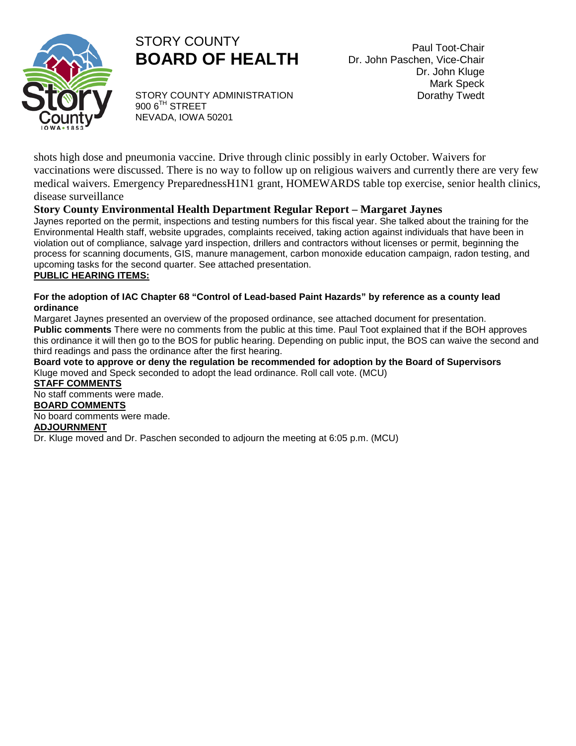# STORY COUNTY
# BOARD OF HEALTH

STORY COUNTY ADMINISTRATION
900 6TH STREET
NEVADA, IOWA 50201

Paul Toot-Chair
Dr. John Paschen, Vice-Chair
Dr. John Kluge
Mark Speck
Dorathy Twedt

shots high dose and pneumonia vaccine. Drive through clinic possibly in early October. Waivers for vaccinations were discussed. There is no way to follow up on religious waivers and currently there are very few medical waivers. Emergency PreparednessH1N1 grant, HOMEWARDS table top exercise, senior health clinics, disease surveillance

### Story County Environmental Health Department Regular Report – Margaret Jaynes

Jaynes reported on the permit, inspections and testing numbers for this fiscal year. She talked about the training for the Environmental Health staff, website upgrades, complaints received, taking action against individuals that have been in violation out of compliance, salvage yard inspection, drillers and contractors without licenses or permit, beginning the process for scanning documents, GIS, manure management, carbon monoxide education campaign, radon testing, and upcoming tasks for the second quarter. See attached presentation.

**PUBLIC HEARING ITEMS:**

**For the adoption of IAC Chapter 68 "Control of Lead-based Paint Hazards" by reference as a county lead ordinance**

Margaret Jaynes presented an overview of the proposed ordinance, see attached document for presentation.

**Public comments** There were no comments from the public at this time. Paul Toot explained that if the BOH approves this ordinance it will then go to the BOS for public hearing. Depending on public input, the BOS can waive the second and third readings and pass the ordinance after the first hearing.

**Board vote to approve or deny the regulation be recommended for adoption by the Board of Supervisors**

Kluge moved and Speck seconded to adopt the lead ordinance. Roll call vote. (MCU)

**STAFF COMMENTS**

No staff comments were made.

**BOARD COMMENTS**

No board comments were made.

**ADJOURNMENT**

Dr. Kluge moved and Dr. Paschen seconded to adjourn the meeting at 6:05 p.m. (MCU)